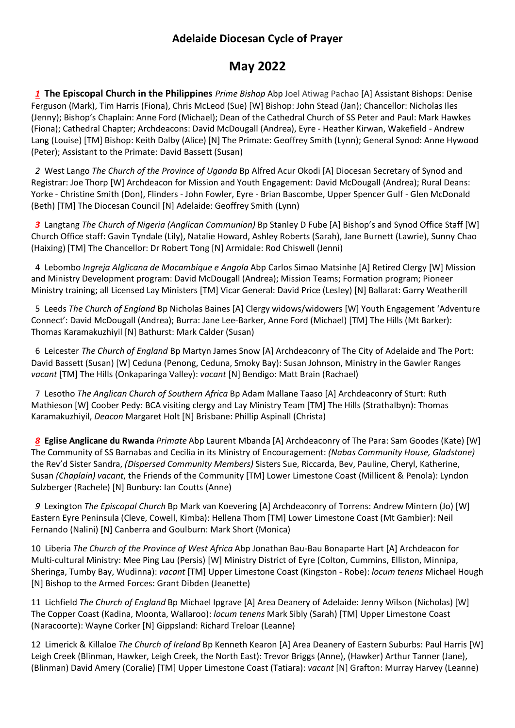## Adelaide Diocesan Cycle of Prayer

# May 2022

***1*** **The Episcopal Church in the Philippines** *Prime Bishop* Abp Joel Atiwag Pachao [A] Assistant Bishops: Denise Ferguson (Mark), Tim Harris (Fiona), Chris McLeod (Sue) [W] Bishop: John Stead (Jan); Chancellor: Nicholas Iles (Jenny); Bishop's Chaplain: Anne Ford (Michael); Dean of the Cathedral Church of SS Peter and Paul: Mark Hawkes (Fiona); Cathedral Chapter; Archdeacons: David McDougall (Andrea), Eyre - Heather Kirwan, Wakefield - Andrew Lang (Louise) [TM] Bishop: Keith Dalby (Alice) [N] The Primate: Geoffrey Smith (Lynn); General Synod: Anne Hywood (Peter); Assistant to the Primate: David Bassett (Susan)

*2* West Lango *The Church of the Province of Uganda* Bp Alfred Acur Okodi [A] Diocesan Secretary of Synod and Registrar: Joe Thorp [W] Archdeacon for Mission and Youth Engagement: David McDougall (Andrea); Rural Deans: Yorke - Christine Smith (Don), Flinders - John Fowler, Eyre - Brian Bascombe, Upper Spencer Gulf - Glen McDonald (Beth) [TM] The Diocesan Council [N] Adelaide: Geoffrey Smith (Lynn)

***3*** Langtang *The Church of Nigeria (Anglican Communion)* Bp Stanley D Fube [A] Bishop's and Synod Office Staff [W] Church Office staff: Gavin Tyndale (Lily), Natalie Howard, Ashley Roberts (Sarah), Jane Burnett (Lawrie), Sunny Chao (Haixing) [TM] The Chancellor: Dr Robert Tong [N] Armidale: Rod Chiswell (Jenni)

4 Lebombo *Ingreja Alglicana de Mocambique e Angola* Abp Carlos Simao Matsinhe [A] Retired Clergy [W] Mission and Ministry Development program: David McDougall (Andrea); Mission Teams; Formation program; Pioneer Ministry training; all Licensed Lay Ministers [TM] Vicar General: David Price (Lesley) [N] Ballarat: Garry Weatherill

5 Leeds *The Church of England* Bp Nicholas Baines [A] Clergy widows/widowers [W] Youth Engagement 'Adventure Connect': David McDougall (Andrea); Burra: Jane Lee-Barker, Anne Ford (Michael) [TM] The Hills (Mt Barker): Thomas Karamakuzhiyil [N] Bathurst: Mark Calder (Susan)

6 Leicester *The Church of England* Bp Martyn James Snow [A] Archdeaconry of The City of Adelaide and The Port: David Bassett (Susan) [W] Ceduna (Penong, Ceduna, Smoky Bay): Susan Johnson, Ministry in the Gawler Ranges *vacant* [TM] The Hills (Onkaparinga Valley): *vacant* [N] Bendigo: Matt Brain (Rachael)

7 Lesotho *The Anglican Church of Southern Africa* Bp Adam Mallane Taaso [A] Archdeaconry of Sturt: Ruth Mathieson [W] Coober Pedy: BCA visiting clergy and Lay Ministry Team [TM] The Hills (Strathalbyn): Thomas Karamakuzhiyil, *Deacon* Margaret Holt [N] Brisbane: Phillip Aspinall (Christa)

***8*** **Eglise Anglicane du Rwanda** *Primate* Abp Laurent Mbanda [A] Archdeaconry of The Para: Sam Goodes (Kate) [W] The Community of SS Barnabas and Cecilia in its Ministry of Encouragement: *(Nabas Community House, Gladstone)* the Rev'd Sister Sandra, *(Dispersed Community Members)* Sisters Sue, Riccarda, Bev, Pauline, Cheryl, Katherine, Susan *(Chaplain) vacant*, the Friends of the Community [TM] Lower Limestone Coast (Millicent & Penola): Lyndon Sulzberger (Rachele) [N] Bunbury: Ian Coutts (Anne)

*9* Lexington *The Episcopal Church* Bp Mark van Koevering [A] Archdeaconry of Torrens: Andrew Mintern (Jo) [W] Eastern Eyre Peninsula (Cleve, Cowell, Kimba): Hellena Thom [TM] Lower Limestone Coast (Mt Gambier): Neil Fernando (Nalini) [N] Canberra and Goulburn: Mark Short (Monica)

10 Liberia *The Church of the Province of West Africa* Abp Jonathan Bau-Bau Bonaparte Hart [A] Archdeacon for Multi-cultural Ministry: Mee Ping Lau (Persis) [W] Ministry District of Eyre (Colton, Cummins, Elliston, Minnipa, Sheringa, Tumby Bay, Wudinna): *vacant* [TM] Upper Limestone Coast (Kingston - Robe): *locum tenens* Michael Hough [N] Bishop to the Armed Forces: Grant Dibden (Jeanette)

11 Lichfield *The Church of England* Bp Michael Ipgrave [A] Area Deanery of Adelaide: Jenny Wilson (Nicholas) [W] The Copper Coast (Kadina, Moonta, Wallaroo): *locum tenens* Mark Sibly (Sarah) [TM] Upper Limestone Coast (Naracoorte): Wayne Corker [N] Gippsland: Richard Treloar (Leanne)

12 Limerick & Killaloe *The Church of Ireland* Bp Kenneth Kearon [A] Area Deanery of Eastern Suburbs: Paul Harris [W] Leigh Creek (Blinman, Hawker, Leigh Creek, the North East): Trevor Briggs (Anne), (Hawker) Arthur Tanner (Jane), (Blinman) David Amery (Coralie) [TM] Upper Limestone Coast (Tatiara): *vacant* [N] Grafton: Murray Harvey (Leanne)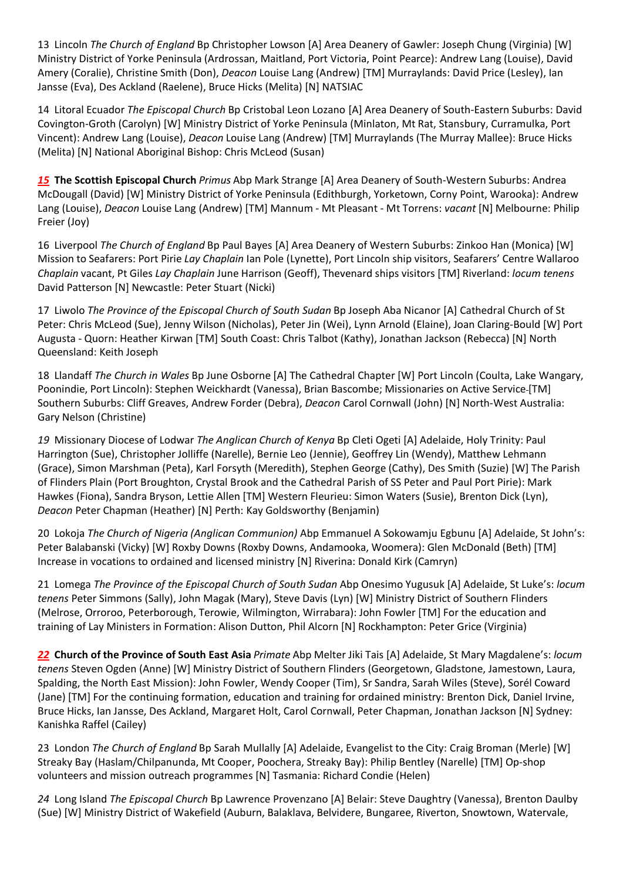13 Lincoln *The Church of England* Bp Christopher Lowson [A] Area Deanery of Gawler: Joseph Chung (Virginia) [W] Ministry District of Yorke Peninsula (Ardrossan, Maitland, Port Victoria, Point Pearce): Andrew Lang (Louise), David Amery (Coralie), Christine Smith (Don), *Deacon* Louise Lang (Andrew) [TM] Murraylands: David Price (Lesley), Ian Jansse (Eva), Des Ackland (Raelene), Bruce Hicks (Melita) [N] NATSIAC

14 Litoral Ecuador *The Episcopal Church* Bp Cristobal Leon Lozano [A] Area Deanery of South-Eastern Suburbs: David Covington-Groth (Carolyn) [W] Ministry District of Yorke Peninsula (Minlaton, Mt Rat, Stansbury, Curramulka, Port Vincent): Andrew Lang (Louise), *Deacon* Louise Lang (Andrew) [TM] Murraylands (The Murray Mallee): Bruce Hicks (Melita) [N] National Aboriginal Bishop: Chris McLeod (Susan)

***15*** **The Scottish Episcopal Church** *Primus* Abp Mark Strange [A] Area Deanery of South-Western Suburbs: Andrea McDougall (David) [W] Ministry District of Yorke Peninsula (Edithburgh, Yorketown, Corny Point, Warooka): Andrew Lang (Louise), *Deacon* Louise Lang (Andrew) [TM] Mannum - Mt Pleasant - Mt Torrens: *vacant* [N] Melbourne: Philip Freier (Joy)

16 Liverpool *The Church of England* Bp Paul Bayes [A] Area Deanery of Western Suburbs: Zinkoo Han (Monica) [W] Mission to Seafarers: Port Pirie *Lay Chaplain* Ian Pole (Lynette), Port Lincoln ship visitors, Seafarers' Centre Wallaroo *Chaplain* vacant, Pt Giles *Lay Chaplain* June Harrison (Geoff), Thevenard ships visitors [TM] Riverland: *locum tenens* David Patterson [N] Newcastle: Peter Stuart (Nicki)

17 Liwolo *The Province of the Episcopal Church of South Sudan* Bp Joseph Aba Nicanor [A] Cathedral Church of St Peter: Chris McLeod (Sue), Jenny Wilson (Nicholas), Peter Jin (Wei), Lynn Arnold (Elaine), Joan Claring-Bould [W] Port Augusta - Quorn: Heather Kirwan [TM] South Coast: Chris Talbot (Kathy), Jonathan Jackson (Rebecca) [N] North Queensland: Keith Joseph

18 Llandaff *The Church in Wales* Bp June Osborne [A] The Cathedral Chapter [W] Port Lincoln (Coulta, Lake Wangary, Poonindie, Port Lincoln): Stephen Weickhardt (Vanessa), Brian Bascombe; Missionaries on Active Service [TM] Southern Suburbs: Cliff Greaves, Andrew Forder (Debra), *Deacon* Carol Cornwall (John) [N] North-West Australia: Gary Nelson (Christine)

*19* Missionary Diocese of Lodwar *The Anglican Church of Kenya* Bp Cleti Ogeti [A] Adelaide, Holy Trinity: Paul Harrington (Sue), Christopher Jolliffe (Narelle), Bernie Leo (Jennie), Geoffrey Lin (Wendy), Matthew Lehmann (Grace), Simon Marshman (Peta), Karl Forsyth (Meredith), Stephen George (Cathy), Des Smith (Suzie) [W] The Parish of Flinders Plain (Port Broughton, Crystal Brook and the Cathedral Parish of SS Peter and Paul Port Pirie): Mark Hawkes (Fiona), Sandra Bryson, Lettie Allen [TM] Western Fleurieu: Simon Waters (Susie), Brenton Dick (Lyn), *Deacon* Peter Chapman (Heather) [N] Perth: Kay Goldsworthy (Benjamin)

20 Lokoja *The Church of Nigeria (Anglican Communion)* Abp Emmanuel A Sokowamju Egbunu [A] Adelaide, St John's: Peter Balabanski (Vicky) [W] Roxby Downs (Roxby Downs, Andamooka, Woomera): Glen McDonald (Beth) [TM] Increase in vocations to ordained and licensed ministry [N] Riverina: Donald Kirk (Camryn)

21 Lomega *The Province of the Episcopal Church of South Sudan* Abp Onesimo Yugusuk [A] Adelaide, St Luke's: *locum tenens* Peter Simmons (Sally), John Magak (Mary), Steve Davis (Lyn) [W] Ministry District of Southern Flinders (Melrose, Orroroo, Peterborough, Terowie, Wilmington, Wirrabara): John Fowler [TM] For the education and training of Lay Ministers in Formation: Alison Dutton, Phil Alcorn [N] Rockhampton: Peter Grice (Virginia)

***22*** **Church of the Province of South East Asia** *Primate* Abp Melter Jiki Tais [A] Adelaide, St Mary Magdalene's: *locum tenens* Steven Ogden (Anne) [W] Ministry District of Southern Flinders (Georgetown, Gladstone, Jamestown, Laura, Spalding, the North East Mission): John Fowler, Wendy Cooper (Tim), Sr Sandra, Sarah Wiles (Steve), Sorél Coward (Jane) [TM] For the continuing formation, education and training for ordained ministry: Brenton Dick, Daniel Irvine, Bruce Hicks, Ian Jansse, Des Ackland, Margaret Holt, Carol Cornwall, Peter Chapman, Jonathan Jackson [N] Sydney: Kanishka Raffel (Cailey)

23 London *The Church of England* Bp Sarah Mullally [A] Adelaide, Evangelist to the City: Craig Broman (Merle) [W] Streaky Bay (Haslam/Chilpanunda, Mt Cooper, Poochera, Streaky Bay): Philip Bentley (Narelle) [TM] Op-shop volunteers and mission outreach programmes [N] Tasmania: Richard Condie (Helen)

*24* Long Island *The Episcopal Church* Bp Lawrence Provenzano [A] Belair: Steve Daughtry (Vanessa), Brenton Daulby (Sue) [W] Ministry District of Wakefield (Auburn, Balaklava, Belvidere, Bungaree, Riverton, Snowtown, Watervale,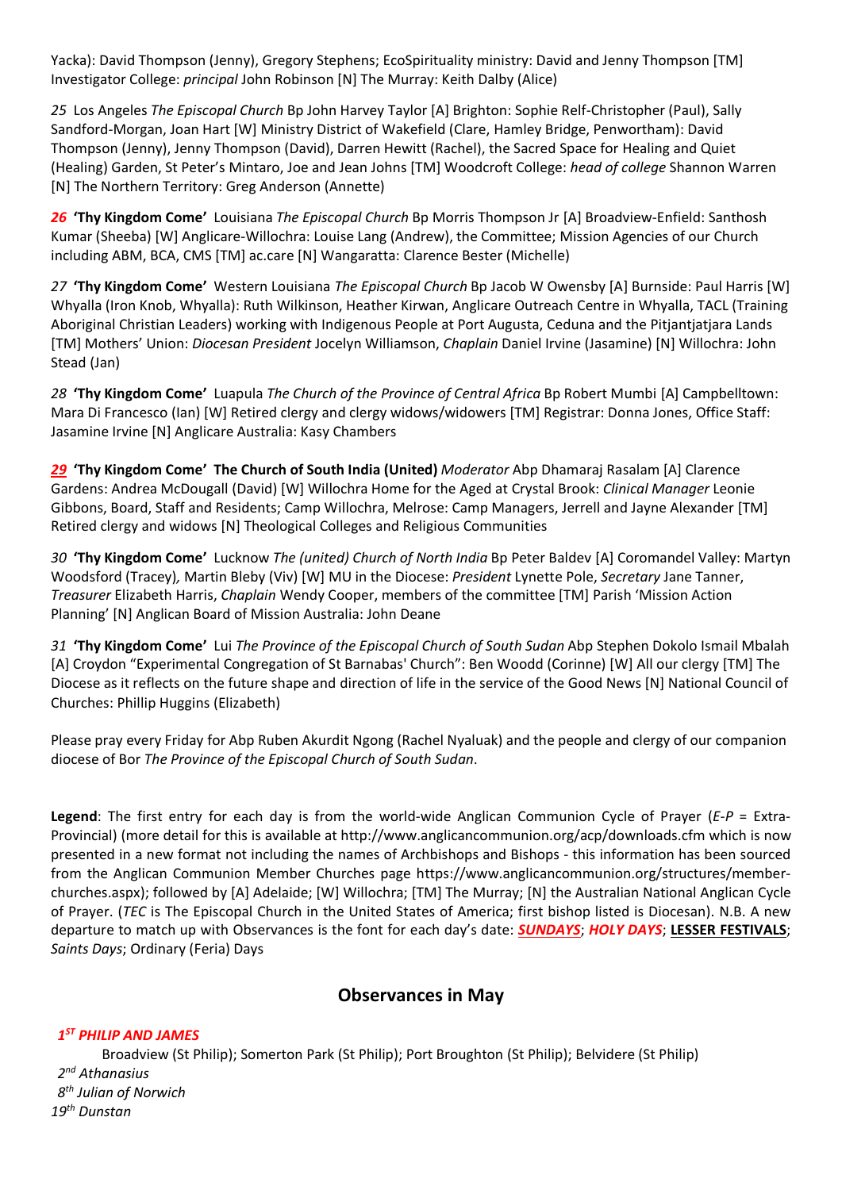Yacka): David Thompson (Jenny), Gregory Stephens; EcoSpirituality ministry: David and Jenny Thompson [TM] Investigator College: *principal* John Robinson [N] The Murray: Keith Dalby (Alice)

*25* Los Angeles *The Episcopal Church* Bp John Harvey Taylor [A] Brighton: Sophie Relf-Christopher (Paul), Sally Sandford-Morgan, Joan Hart [W] Ministry District of Wakefield (Clare, Hamley Bridge, Penwortham): David Thompson (Jenny), Jenny Thompson (David), Darren Hewitt (Rachel), the Sacred Space for Healing and Quiet (Healing) Garden, St Peter's Mintaro, Joe and Jean Johns [TM] Woodcroft College: *head of college* Shannon Warren [N] The Northern Territory: Greg Anderson (Annette)

***26*** **'Thy Kingdom Come'** Louisiana *The Episcopal Church* Bp Morris Thompson Jr [A] Broadview-Enfield: Santhosh Kumar (Sheeba) [W] Anglicare-Willochra: Louise Lang (Andrew), the Committee; Mission Agencies of our Church including ABM, BCA, CMS [TM] ac.care [N] Wangaratta: Clarence Bester (Michelle)

*27* **'Thy Kingdom Come'** Western Louisiana *The Episcopal Church* Bp Jacob W Owensby [A] Burnside: Paul Harris [W] Whyalla (Iron Knob, Whyalla): Ruth Wilkinson, Heather Kirwan, Anglicare Outreach Centre in Whyalla, TACL (Training Aboriginal Christian Leaders) working with Indigenous People at Port Augusta, Ceduna and the Pitjantjatjara Lands [TM] Mothers' Union: *Diocesan President* Jocelyn Williamson, *Chaplain* Daniel Irvine (Jasamine) [N] Willochra: John Stead (Jan)

*28* **'Thy Kingdom Come'** Luapula *The Church of the Province of Central Africa* Bp Robert Mumbi [A] Campbelltown: Mara Di Francesco (Ian) [W] Retired clergy and clergy widows/widowers [TM] Registrar: Donna Jones, Office Staff: Jasamine Irvine [N] Anglicare Australia: Kasy Chambers

***29*** **'Thy Kingdom Come' The Church of South India (United)** *Moderator* Abp Dhamaraj Rasalam [A] Clarence Gardens: Andrea McDougall (David) [W] Willochra Home for the Aged at Crystal Brook: *Clinical Manager* Leonie Gibbons, Board, Staff and Residents; Camp Willochra, Melrose: Camp Managers, Jerrell and Jayne Alexander [TM] Retired clergy and widows [N] Theological Colleges and Religious Communities

*30* **'Thy Kingdom Come'** Lucknow *The (united) Church of North India* Bp Peter Baldev [A] Coromandel Valley: Martyn Woodsford (Tracey), Martin Bleby (Viv) [W] MU in the Diocese: *President* Lynette Pole, *Secretary* Jane Tanner, *Treasurer* Elizabeth Harris, *Chaplain* Wendy Cooper, members of the committee [TM] Parish 'Mission Action Planning' [N] Anglican Board of Mission Australia: John Deane

*31* **'Thy Kingdom Come'** Lui *The Province of the Episcopal Church of South Sudan* Abp Stephen Dokolo Ismail Mbalah [A] Croydon "Experimental Congregation of St Barnabas' Church": Ben Woodd (Corinne) [W] All our clergy [TM] The Diocese as it reflects on the future shape and direction of life in the service of the Good News [N] National Council of Churches: Phillip Huggins (Elizabeth)

Please pray every Friday for Abp Ruben Akurdit Ngong (Rachel Nyaluak) and the people and clergy of our companion diocese of Bor *The Province of the Episcopal Church of South Sudan*.

**Legend**: The first entry for each day is from the world-wide Anglican Communion Cycle of Prayer (*E-P* = Extra-Provincial) (more detail for this is available at http://www.anglicancommunion.org/acp/downloads.cfm which is now presented in a new format not including the names of Archbishops and Bishops - this information has been sourced from the Anglican Communion Member Churches page https://www.anglicancommunion.org/structures/member-churches.aspx); followed by [A] Adelaide; [W] Willochra; [TM] The Murray; [N] the Australian National Anglican Cycle of Prayer. (*TEC* is The Episcopal Church in the United States of America; first bishop listed is Diocesan). N.B. A new departure to match up with Observances is the font for each day's date: ***SUNDAYS***; ***HOLY DAYS***; **LESSER FESTIVALS**; *Saints Days*; Ordinary (Feria) Days

## Observances in May

***1ST PHILIP AND JAMES***

Broadview (St Philip); Somerton Park (St Philip); Port Broughton (St Philip); Belvidere (St Philip)

*2nd Athanasius*

*8th Julian of Norwich*

*19th Dunstan*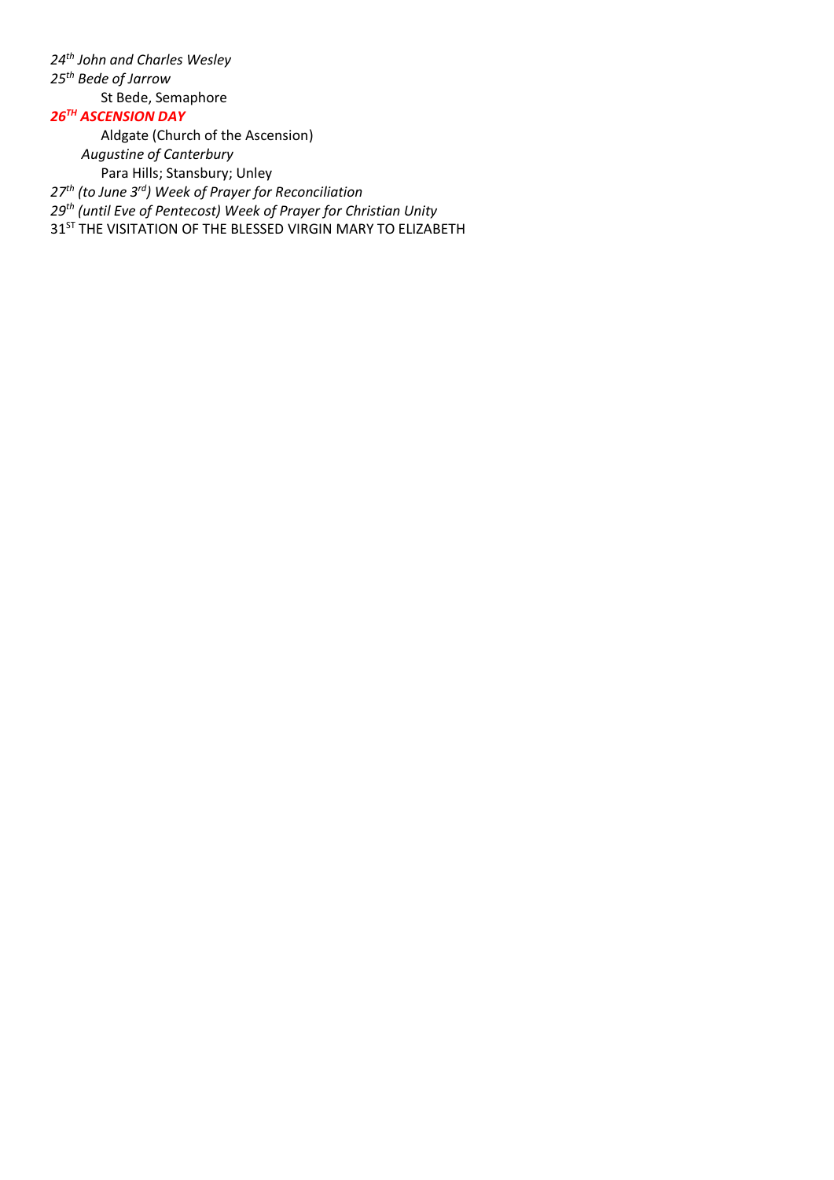*24th John and Charles Wesley*

*25th Bede of Jarrow*

St Bede, Semaphore

***26TH ASCENSION DAY***

Aldgate (Church of the Ascension)

*Augustine of Canterbury*

Para Hills; Stansbury; Unley

*27th (to June 3rd) Week of Prayer for Reconciliation*

*29th (until Eve of Pentecost) Week of Prayer for Christian Unity*

31ST THE VISITATION OF THE BLESSED VIRGIN MARY TO ELIZABETH